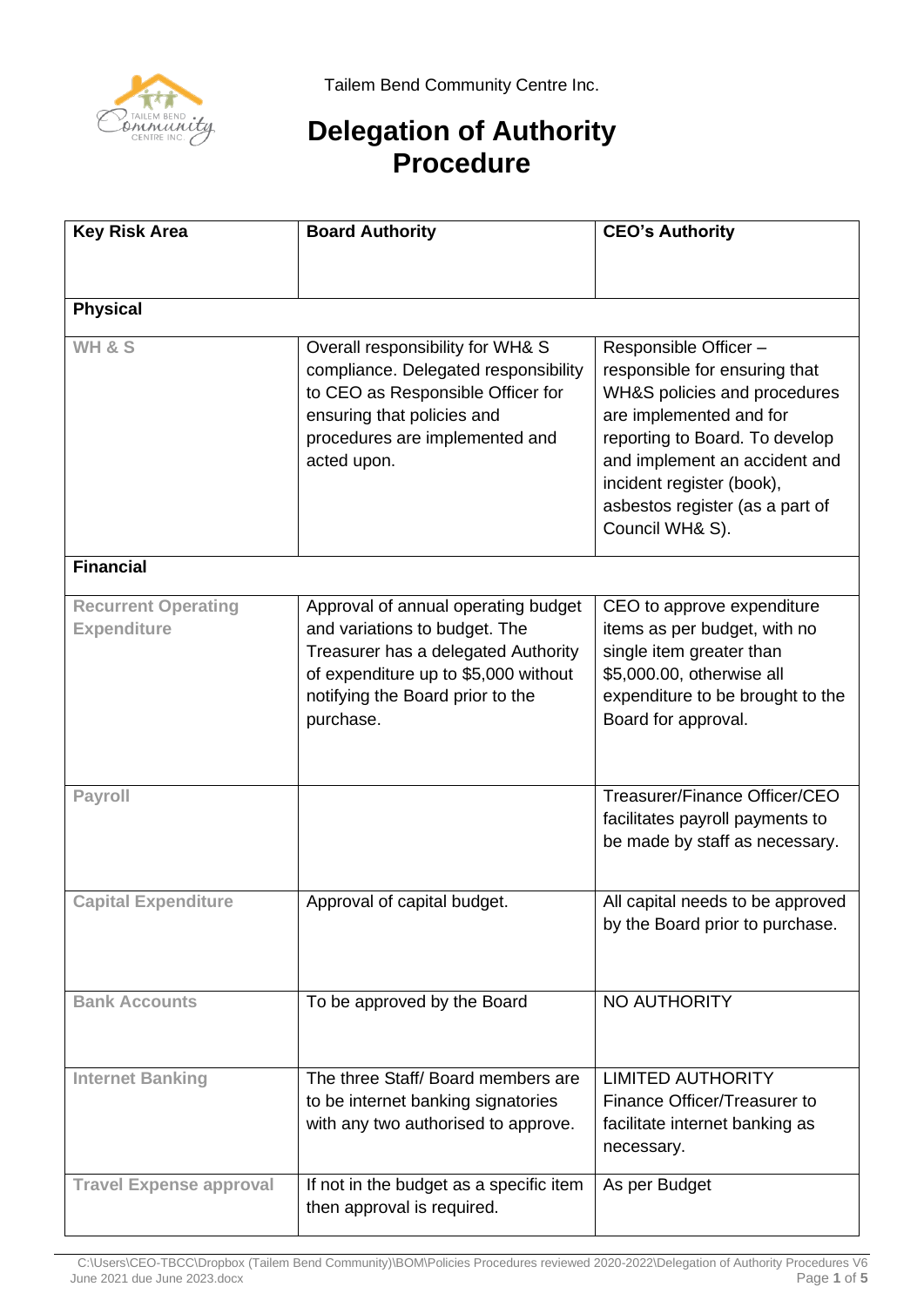Tailem Bend Community Centre Inc.

# Delegation of Authority Procedure

| Key Risk Area | Board Authority | CEO's Authority |
|---|---|---|
| **Physical** | | |
| WH & S | Overall responsibility for WH& S compliance. Delegated responsibility to CEO as Responsible Officer for ensuring that policies and procedures are implemented and acted upon. | Responsible Officer – responsible for ensuring that WH&S policies and procedures are implemented and for reporting to Board. To develop and implement an accident and incident register (book), asbestos register (as a part of Council WH& S). |
| **Financial** | | |
| Recurrent Operating Expenditure | Approval of annual operating budget and variations to budget. The Treasurer has a delegated Authority of expenditure up to $5,000 without notifying the Board prior to the purchase. | CEO to approve expenditure items as per budget, with no single item greater than $5,000.00, otherwise all expenditure to be brought to the Board for approval. |
| Payroll | | Treasurer/Finance Officer/CEO facilitates payroll payments to be made by staff as necessary. |
| Capital Expenditure | Approval of capital budget. | All capital needs to be approved by the Board prior to purchase. |
| Bank Accounts | To be approved by the Board | NO AUTHORITY |
| Internet Banking | The three Staff/ Board members are to be internet banking signatories with any two authorised to approve. | LIMITED AUTHORITY Finance Officer/Treasurer to facilitate internet banking as necessary. |
| Travel Expense approval | If not in the budget as a specific item then approval is required. | As per Budget |

C:\Users\CEO-TBCC\Dropbox (Tailem Bend Community)\BOM\Policies Procedures reviewed 2020-2022\Delegation of Authority Procedures V6 June 2021 due June 2023.docx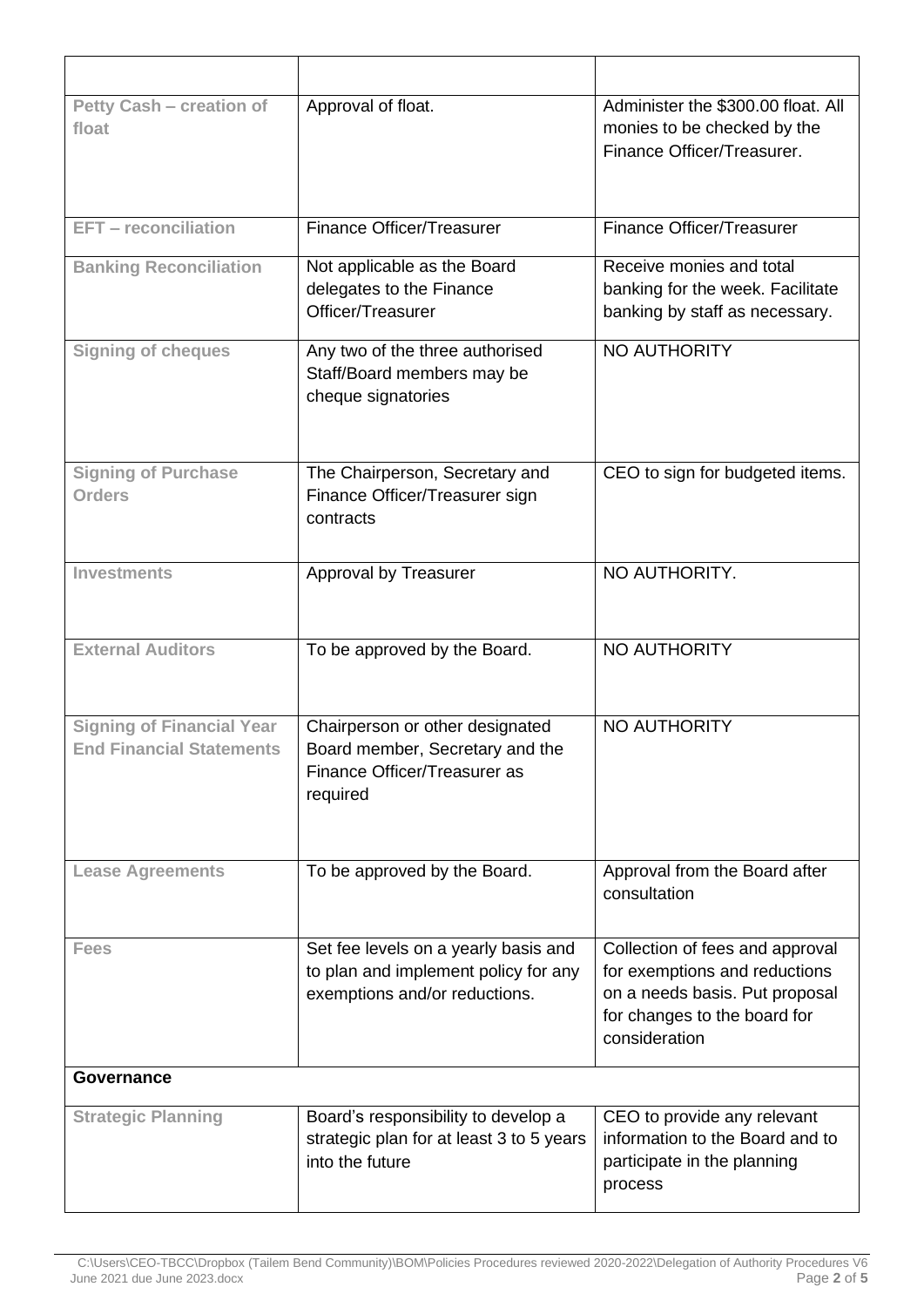| | | |
|---|---|---|
| **Petty Cash – creation of float** | Approval of float. | Administer the $300.00 float. All monies to be checked by the Finance Officer/Treasurer. |
| **EFT – reconciliation** | Finance Officer/Treasurer | Finance Officer/Treasurer |
| **Banking Reconciliation** | Not applicable as the Board delegates to the Finance Officer/Treasurer | Receive monies and total banking for the week. Facilitate banking by staff as necessary. |
| **Signing of cheques** | Any two of the three authorised Staff/Board members may be cheque signatories | NO AUTHORITY |
| **Signing of Purchase Orders** | The Chairperson, Secretary and Finance Officer/Treasurer sign contracts | CEO to sign for budgeted items. |
| **Investments** | Approval by Treasurer | NO AUTHORITY. |
| **External Auditors** | To be approved by the Board. | NO AUTHORITY |
| **Signing of Financial Year End Financial Statements** | Chairperson or other designated Board member, Secretary and the Finance Officer/Treasurer as required | NO AUTHORITY |
| **Lease Agreements** | To be approved by the Board. | Approval from the Board after consultation |
| **Fees** | Set fee levels on a yearly basis and to plan and implement policy for any exemptions and/or reductions. | Collection of fees and approval for exemptions and reductions on a needs basis. Put proposal for changes to the board for consideration |
| **Governance** | | |
| **Strategic Planning** | Board's responsibility to develop a strategic plan for at least 3 to 5 years into the future | CEO to provide any relevant information to the Board and to participate in the planning process |

C:\Users\CEO-TBCC\Dropbox (Tailem Bend Community)\BOM\Policies Procedures reviewed 2020-2022\Delegation of Authority Procedures V6 June 2021 due June 2023.docx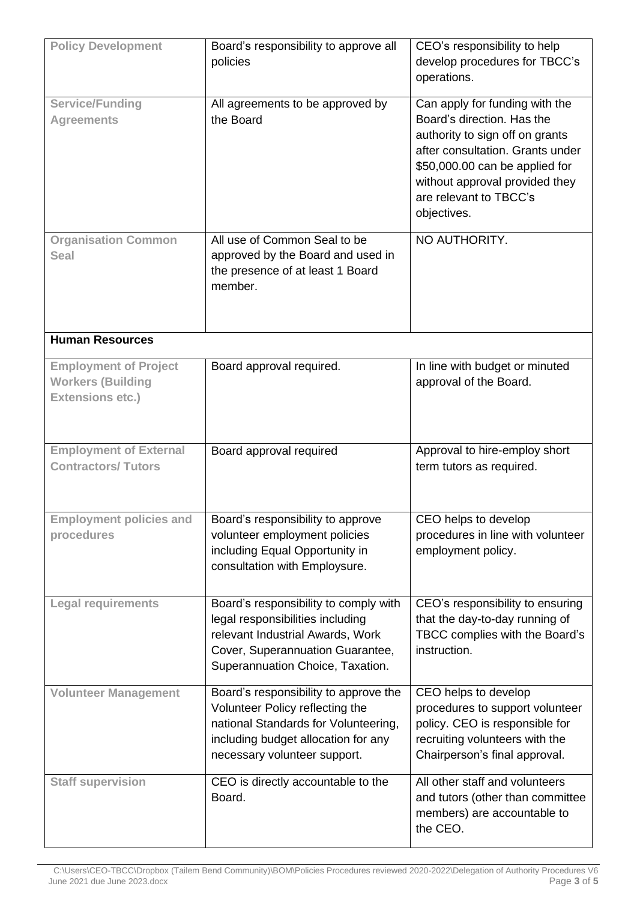| | | |
|---|---|---|
| **Policy Development** | Board's responsibility to approve all policies | CEO's responsibility to help develop procedures for TBCC's operations. |
| **Service/Funding Agreements** | All agreements to be approved by the Board | Can apply for funding with the Board's direction. Has the authority to sign off on grants after consultation. Grants under $50,000.00 can be applied for without approval provided they are relevant to TBCC's objectives. |
| **Organisation Common Seal** | All use of Common Seal to be approved by the Board and used in the presence of at least 1 Board member. | NO AUTHORITY. |
| **Human Resources** | | |
| **Employment of Project Workers (Building Extensions etc.)** | Board approval required. | In line with budget or minuted approval of the Board. |
| **Employment of External Contractors/ Tutors** | Board approval required | Approval to hire-employ short term tutors as required. |
| **Employment policies and procedures** | Board's responsibility to approve volunteer employment policies including Equal Opportunity in consultation with Employsure. | CEO helps to develop procedures in line with volunteer employment policy. |
| **Legal requirements** | Board's responsibility to comply with legal responsibilities including relevant Industrial Awards, Work Cover, Superannuation Guarantee, Superannuation Choice, Taxation. | CEO's responsibility to ensuring that the day-to-day running of TBCC complies with the Board's instruction. |
| **Volunteer Management** | Board's responsibility to approve the Volunteer Policy reflecting the national Standards for Volunteering, including budget allocation for any necessary volunteer support. | CEO helps to develop procedures to support volunteer policy. CEO is responsible for recruiting volunteers with the Chairperson's final approval. |
| **Staff supervision** | CEO is directly accountable to the Board. | All other staff and volunteers and tutors (other than committee members) are accountable to the CEO. |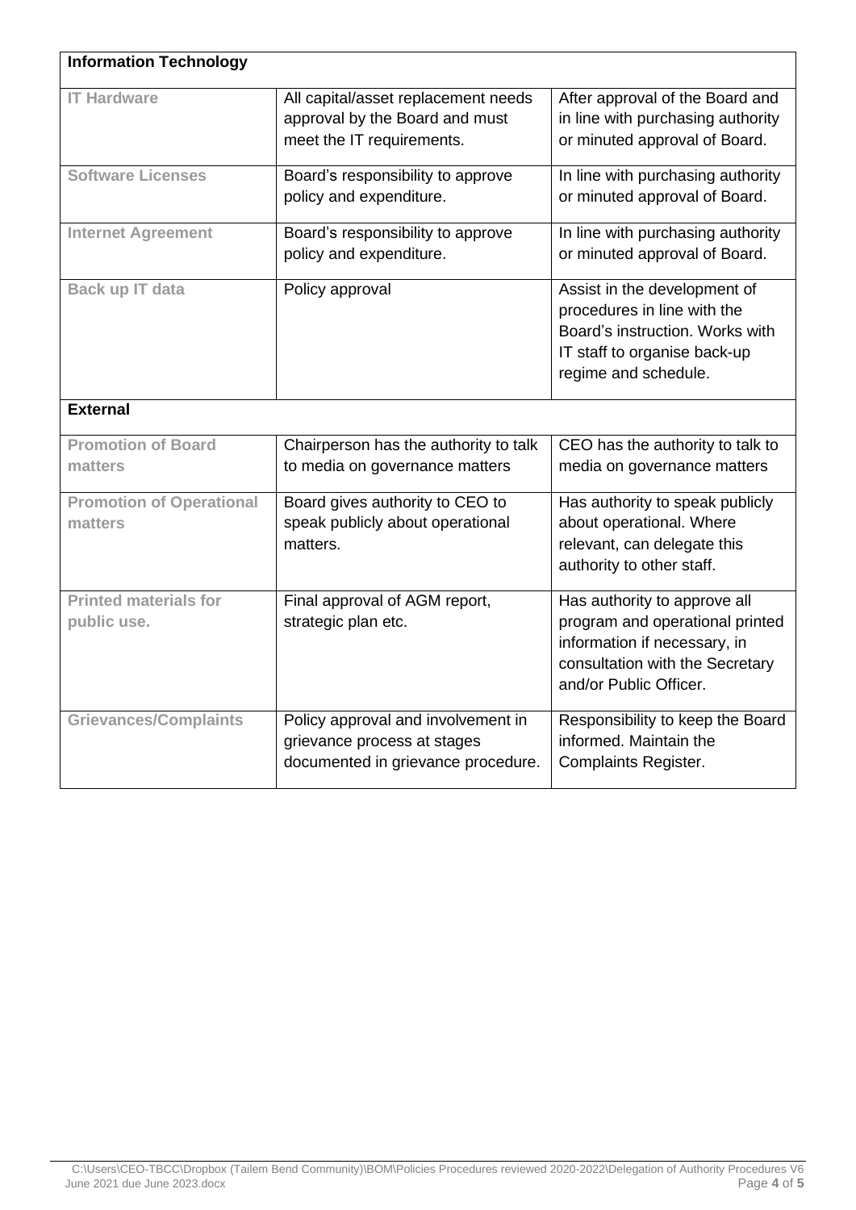| Information Technology | | |
|---|---|---|
| **IT Hardware** | All capital/asset replacement needs approval by the Board and must meet the IT requirements. | After approval of the Board and in line with purchasing authority or minuted approval of Board. |
| **Software Licenses** | Board's responsibility to approve policy and expenditure. | In line with purchasing authority or minuted approval of Board. |
| **Internet Agreement** | Board's responsibility to approve policy and expenditure. | In line with purchasing authority or minuted approval of Board. |
| **Back up IT data** | Policy approval | Assist in the development of procedures in line with the Board's instruction. Works with IT staff to organise back-up regime and schedule. |
| **External** | | |
| **Promotion of Board matters** | Chairperson has the authority to talk to media on governance matters | CEO has the authority to talk to media on governance matters |
| **Promotion of Operational matters** | Board gives authority to CEO to speak publicly about operational matters. | Has authority to speak publicly about operational. Where relevant, can delegate this authority to other staff. |
| **Printed materials for public use.** | Final approval of AGM report, strategic plan etc. | Has authority to approve all program and operational printed information if necessary, in consultation with the Secretary and/or Public Officer. |
| **Grievances/Complaints** | Policy approval and involvement in grievance process at stages documented in grievance procedure. | Responsibility to keep the Board informed. Maintain the Complaints Register. |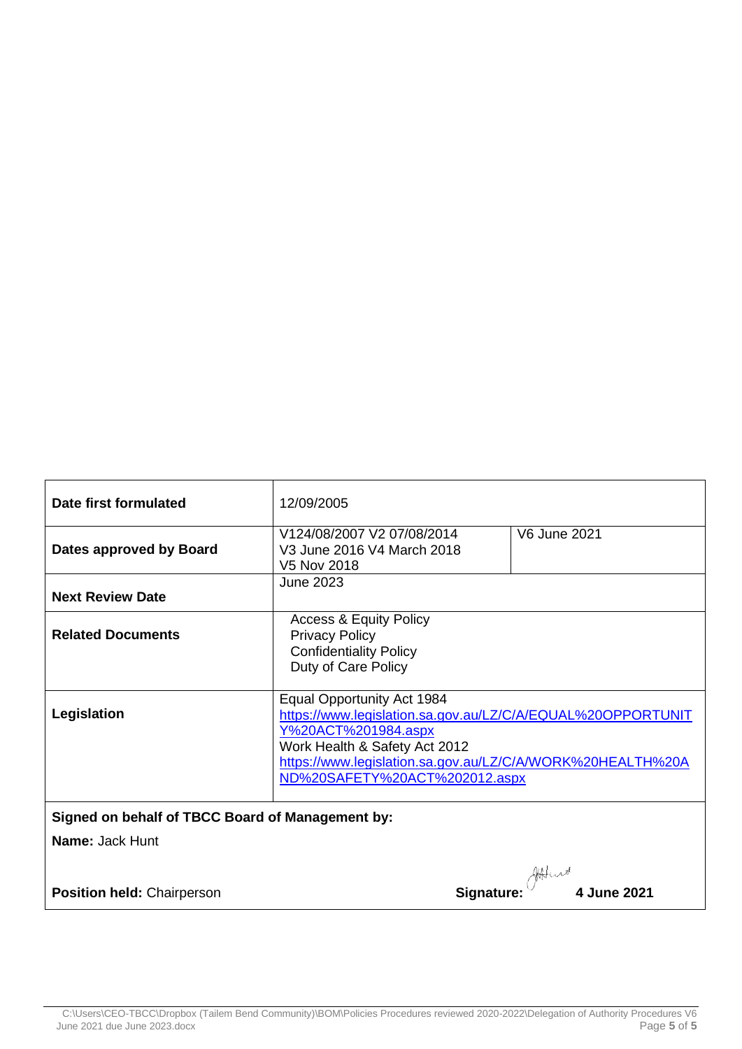| | | |
|---|---|---|
| **Date first formulated** | 12/09/2005 | |
| **Dates approved by Board** | V124/08/2007 V2 07/08/2014<br>V3 June 2016 V4 March 2018<br>V5 Nov 2018 | V6 June 2021 |
| **Next Review Date** | June 2023 | |
| **Related Documents** | Access & Equity Policy<br>Privacy Policy<br>Confidentiality Policy<br>Duty of Care Policy | |
| **Legislation** | Equal Opportunity Act 1984<br>https://www.legislation.sa.gov.au/LZ/C/A/EQUAL%20OPPORTUNITY%20ACT%201984.aspx<br>Work Health & Safety Act 2012<br>https://www.legislation.sa.gov.au/LZ/C/A/WORK%20HEALTH%20AND%20SAFETY%20ACT%202012.aspx | |

**Signed on behalf of TBCC Board of Management by:**

**Name:** Jack Hunt

**Position held:** Chairperson **Signature:** **4 June 2021**

C:\Users\CEO-TBCC\Dropbox (Tailem Bend Community)\BOM\Policies Procedures reviewed 2020-2022\Delegation of Authority Procedures V6 June 2021 due June 2023.docx